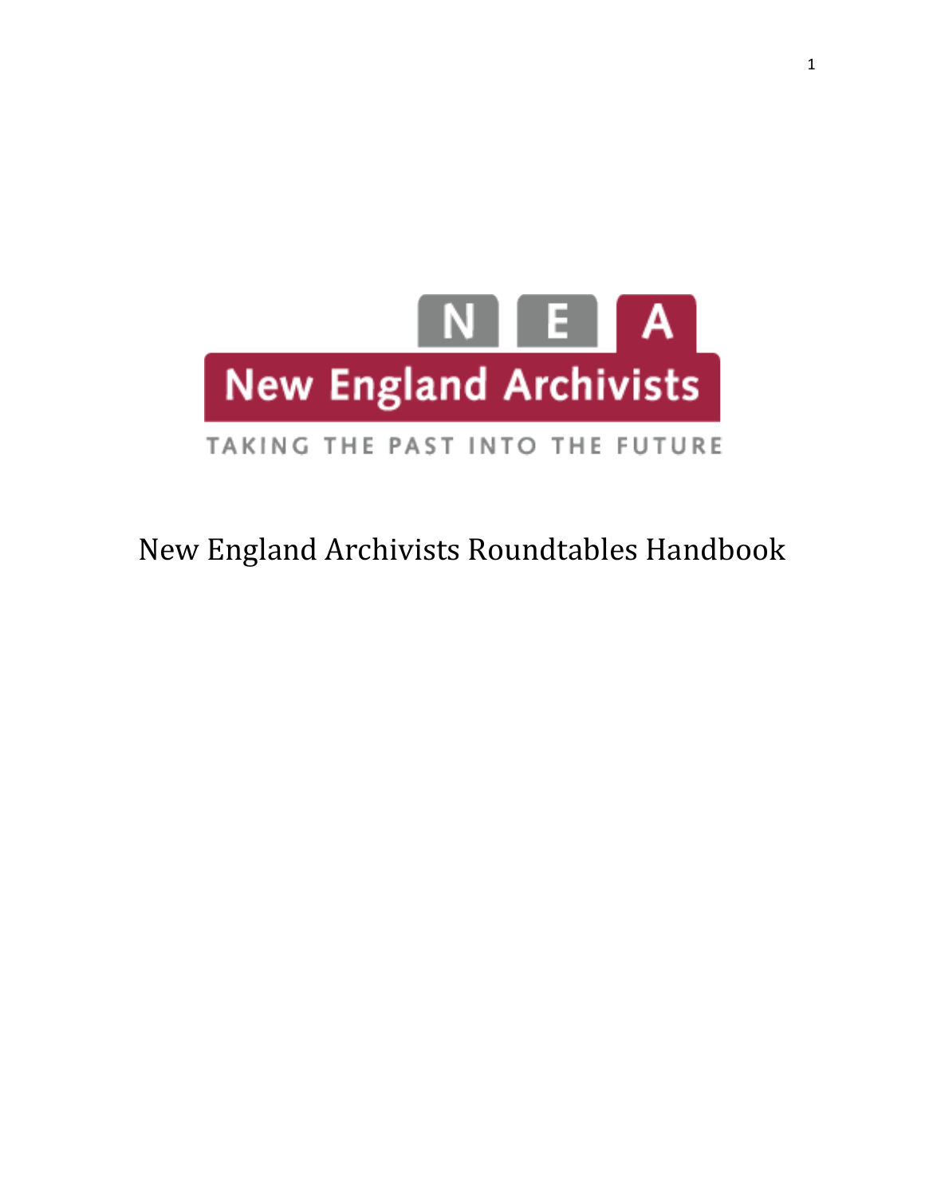NEA

New England Archivists

TAKING THE PAST INTO THE FUTURE

# New England Archivists Roundtables Handbook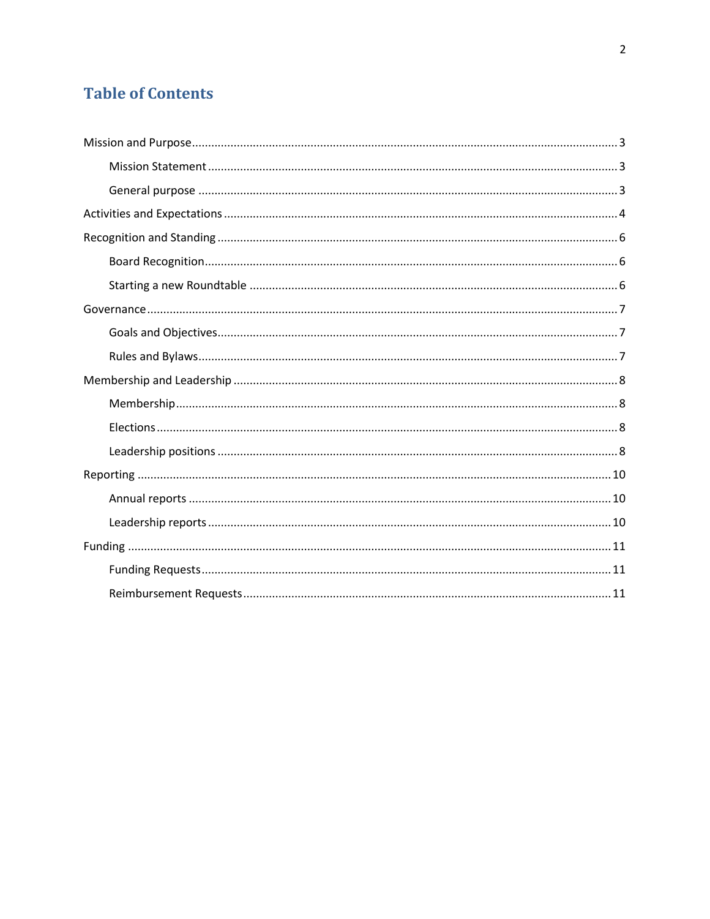# Table of Contents

- Mission and Purpose ..... 3
  - Mission Statement ..... 3
  - General purpose ..... 3
- Activities and Expectations ..... 4
- Recognition and Standing ..... 6
  - Board Recognition ..... 6
  - Starting a new Roundtable ..... 6
- Governance ..... 7
  - Goals and Objectives ..... 7
  - Rules and Bylaws ..... 7
- Membership and Leadership ..... 8
  - Membership ..... 8
  - Elections ..... 8
  - Leadership positions ..... 8
- Reporting ..... 10
  - Annual reports ..... 10
  - Leadership reports ..... 10
- Funding ..... 11
  - Funding Requests ..... 11
  - Reimbursement Requests ..... 11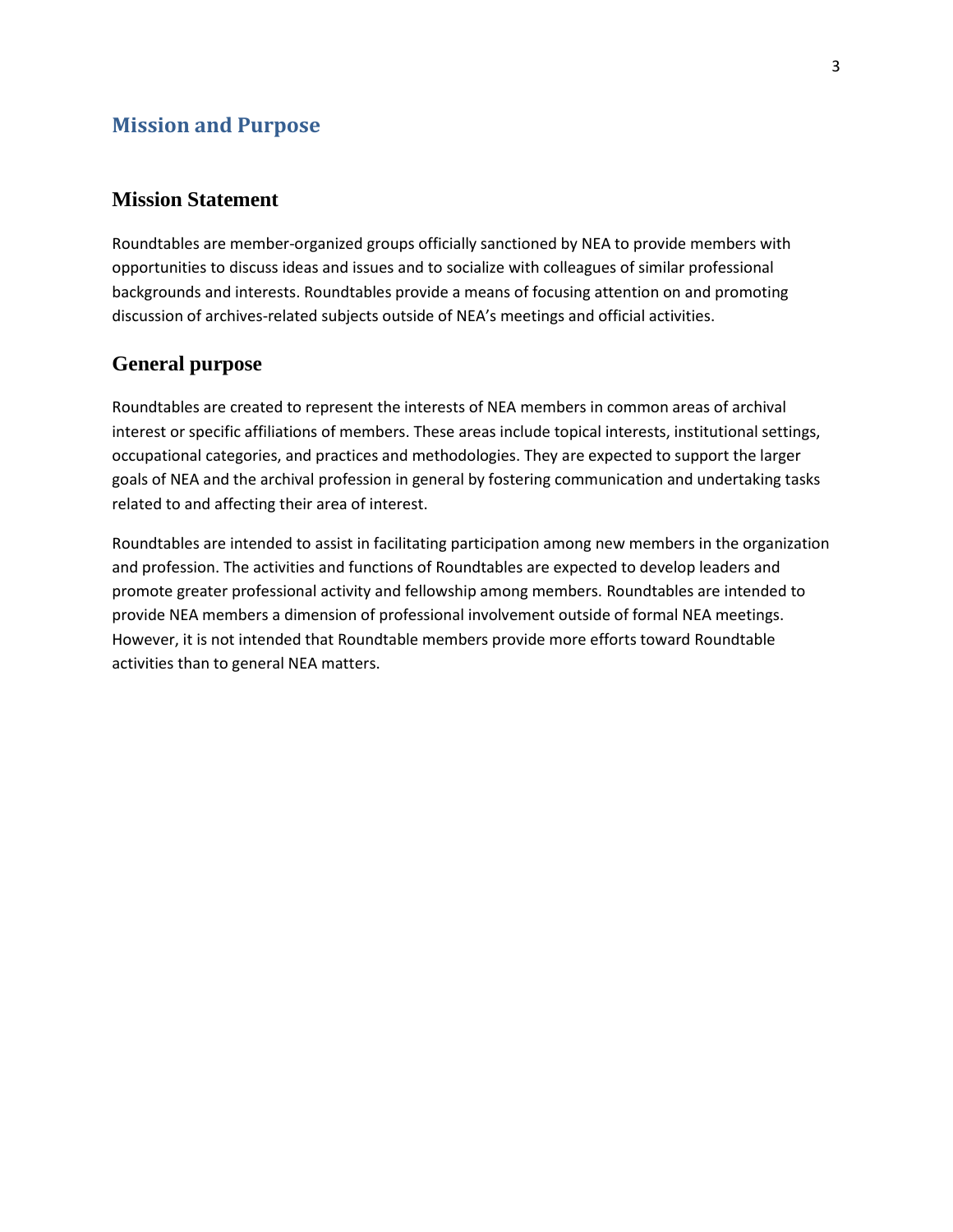# Mission and Purpose

## Mission Statement

Roundtables are member-organized groups officially sanctioned by NEA to provide members with opportunities to discuss ideas and issues and to socialize with colleagues of similar professional backgrounds and interests. Roundtables provide a means of focusing attention on and promoting discussion of archives-related subjects outside of NEA's meetings and official activities.

## General purpose

Roundtables are created to represent the interests of NEA members in common areas of archival interest or specific affiliations of members. These areas include topical interests, institutional settings, occupational categories, and practices and methodologies. They are expected to support the larger goals of NEA and the archival profession in general by fostering communication and undertaking tasks related to and affecting their area of interest.

Roundtables are intended to assist in facilitating participation among new members in the organization and profession. The activities and functions of Roundtables are expected to develop leaders and promote greater professional activity and fellowship among members. Roundtables are intended to provide NEA members a dimension of professional involvement outside of formal NEA meetings. However, it is not intended that Roundtable members provide more efforts toward Roundtable activities than to general NEA matters.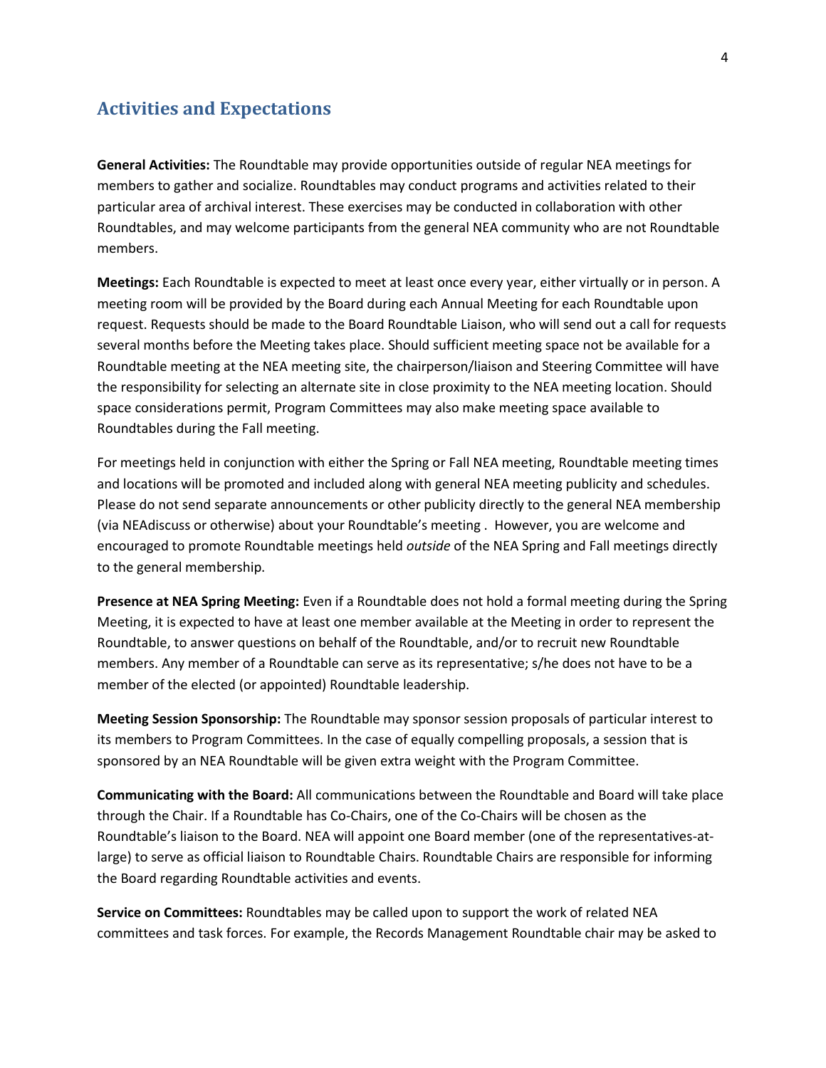## Activities and Expectations

**General Activities:** The Roundtable may provide opportunities outside of regular NEA meetings for members to gather and socialize. Roundtables may conduct programs and activities related to their particular area of archival interest. These exercises may be conducted in collaboration with other Roundtables, and may welcome participants from the general NEA community who are not Roundtable members.

**Meetings:** Each Roundtable is expected to meet at least once every year, either virtually or in person. A meeting room will be provided by the Board during each Annual Meeting for each Roundtable upon request. Requests should be made to the Board Roundtable Liaison, who will send out a call for requests several months before the Meeting takes place. Should sufficient meeting space not be available for a Roundtable meeting at the NEA meeting site, the chairperson/liaison and Steering Committee will have the responsibility for selecting an alternate site in close proximity to the NEA meeting location. Should space considerations permit, Program Committees may also make meeting space available to Roundtables during the Fall meeting.

For meetings held in conjunction with either the Spring or Fall NEA meeting, Roundtable meeting times and locations will be promoted and included along with general NEA meeting publicity and schedules. Please do not send separate announcements or other publicity directly to the general NEA membership (via NEAdiscuss or otherwise) about your Roundtable's meeting . However, you are welcome and encouraged to promote Roundtable meetings held *outside* of the NEA Spring and Fall meetings directly to the general membership.

**Presence at NEA Spring Meeting:** Even if a Roundtable does not hold a formal meeting during the Spring Meeting, it is expected to have at least one member available at the Meeting in order to represent the Roundtable, to answer questions on behalf of the Roundtable, and/or to recruit new Roundtable members. Any member of a Roundtable can serve as its representative; s/he does not have to be a member of the elected (or appointed) Roundtable leadership.

**Meeting Session Sponsorship:** The Roundtable may sponsor session proposals of particular interest to its members to Program Committees. In the case of equally compelling proposals, a session that is sponsored by an NEA Roundtable will be given extra weight with the Program Committee.

**Communicating with the Board:** All communications between the Roundtable and Board will take place through the Chair. If a Roundtable has Co-Chairs, one of the Co-Chairs will be chosen as the Roundtable's liaison to the Board. NEA will appoint one Board member (one of the representatives-at-large) to serve as official liaison to Roundtable Chairs. Roundtable Chairs are responsible for informing the Board regarding Roundtable activities and events.

**Service on Committees:** Roundtables may be called upon to support the work of related NEA committees and task forces. For example, the Records Management Roundtable chair may be asked to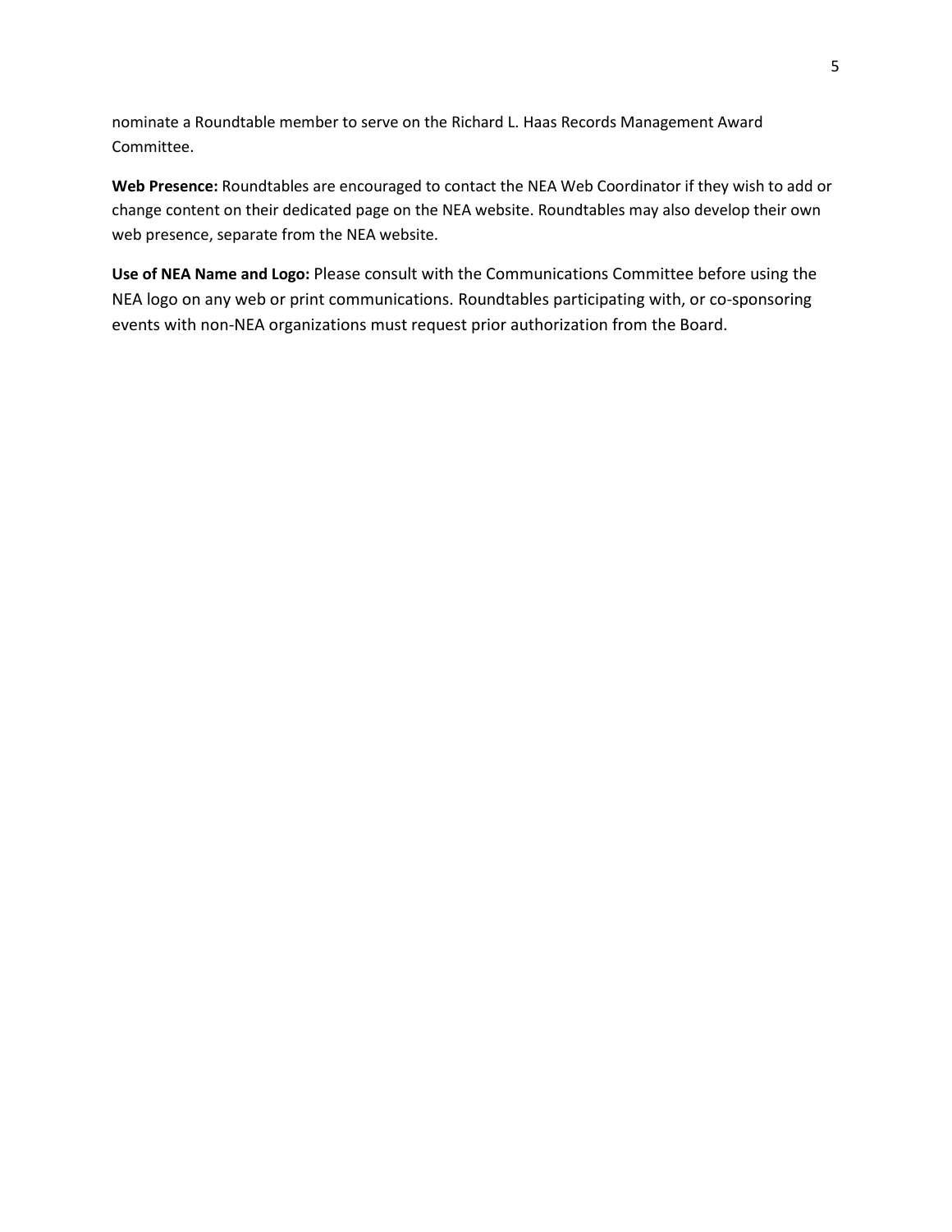nominate a Roundtable member to serve on the Richard L. Haas Records Management Award Committee.

**Web Presence:** Roundtables are encouraged to contact the NEA Web Coordinator if they wish to add or change content on their dedicated page on the NEA website. Roundtables may also develop their own web presence, separate from the NEA website.

**Use of NEA Name and Logo:** Please consult with the Communications Committee before using the NEA logo on any web or print communications. Roundtables participating with, or co-sponsoring events with non-NEA organizations must request prior authorization from the Board.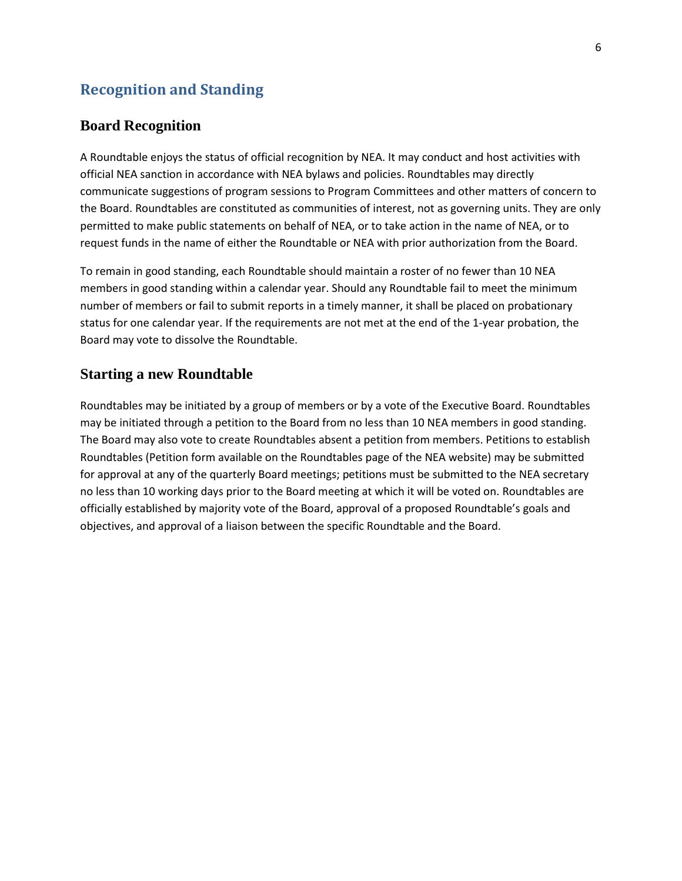## Recognition and Standing

### Board Recognition

A Roundtable enjoys the status of official recognition by NEA. It may conduct and host activities with official NEA sanction in accordance with NEA bylaws and policies. Roundtables may directly communicate suggestions of program sessions to Program Committees and other matters of concern to the Board. Roundtables are constituted as communities of interest, not as governing units. They are only permitted to make public statements on behalf of NEA, or to take action in the name of NEA, or to request funds in the name of either the Roundtable or NEA with prior authorization from the Board.

To remain in good standing, each Roundtable should maintain a roster of no fewer than 10 NEA members in good standing within a calendar year. Should any Roundtable fail to meet the minimum number of members or fail to submit reports in a timely manner, it shall be placed on probationary status for one calendar year. If the requirements are not met at the end of the 1-year probation, the Board may vote to dissolve the Roundtable.

### Starting a new Roundtable

Roundtables may be initiated by a group of members or by a vote of the Executive Board. Roundtables may be initiated through a petition to the Board from no less than 10 NEA members in good standing. The Board may also vote to create Roundtables absent a petition from members. Petitions to establish Roundtables (Petition form available on the Roundtables page of the NEA website) may be submitted for approval at any of the quarterly Board meetings; petitions must be submitted to the NEA secretary no less than 10 working days prior to the Board meeting at which it will be voted on. Roundtables are officially established by majority vote of the Board, approval of a proposed Roundtable's goals and objectives, and approval of a liaison between the specific Roundtable and the Board.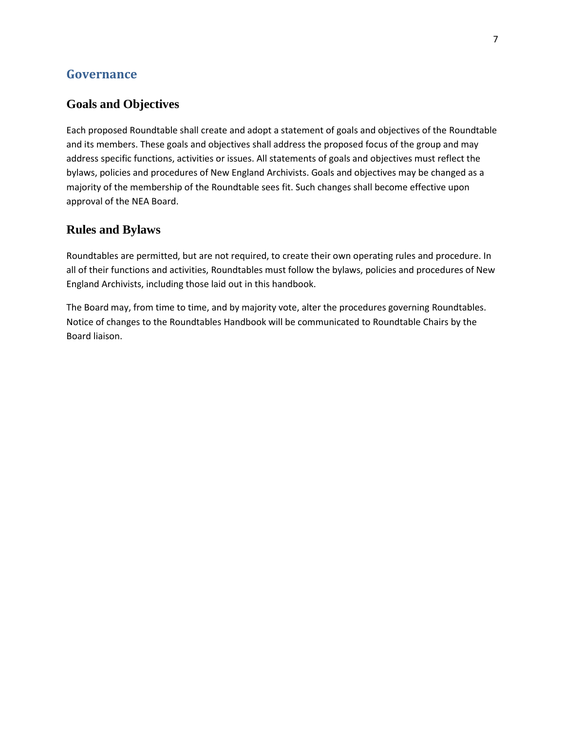# Governance

## Goals and Objectives

Each proposed Roundtable shall create and adopt a statement of goals and objectives of the Roundtable and its members. These goals and objectives shall address the proposed focus of the group and may address specific functions, activities or issues. All statements of goals and objectives must reflect the bylaws, policies and procedures of New England Archivists. Goals and objectives may be changed as a majority of the membership of the Roundtable sees fit. Such changes shall become effective upon approval of the NEA Board.

## Rules and Bylaws

Roundtables are permitted, but are not required, to create their own operating rules and procedure. In all of their functions and activities, Roundtables must follow the bylaws, policies and procedures of New England Archivists, including those laid out in this handbook.

The Board may, from time to time, and by majority vote, alter the procedures governing Roundtables. Notice of changes to the Roundtables Handbook will be communicated to Roundtable Chairs by the Board liaison.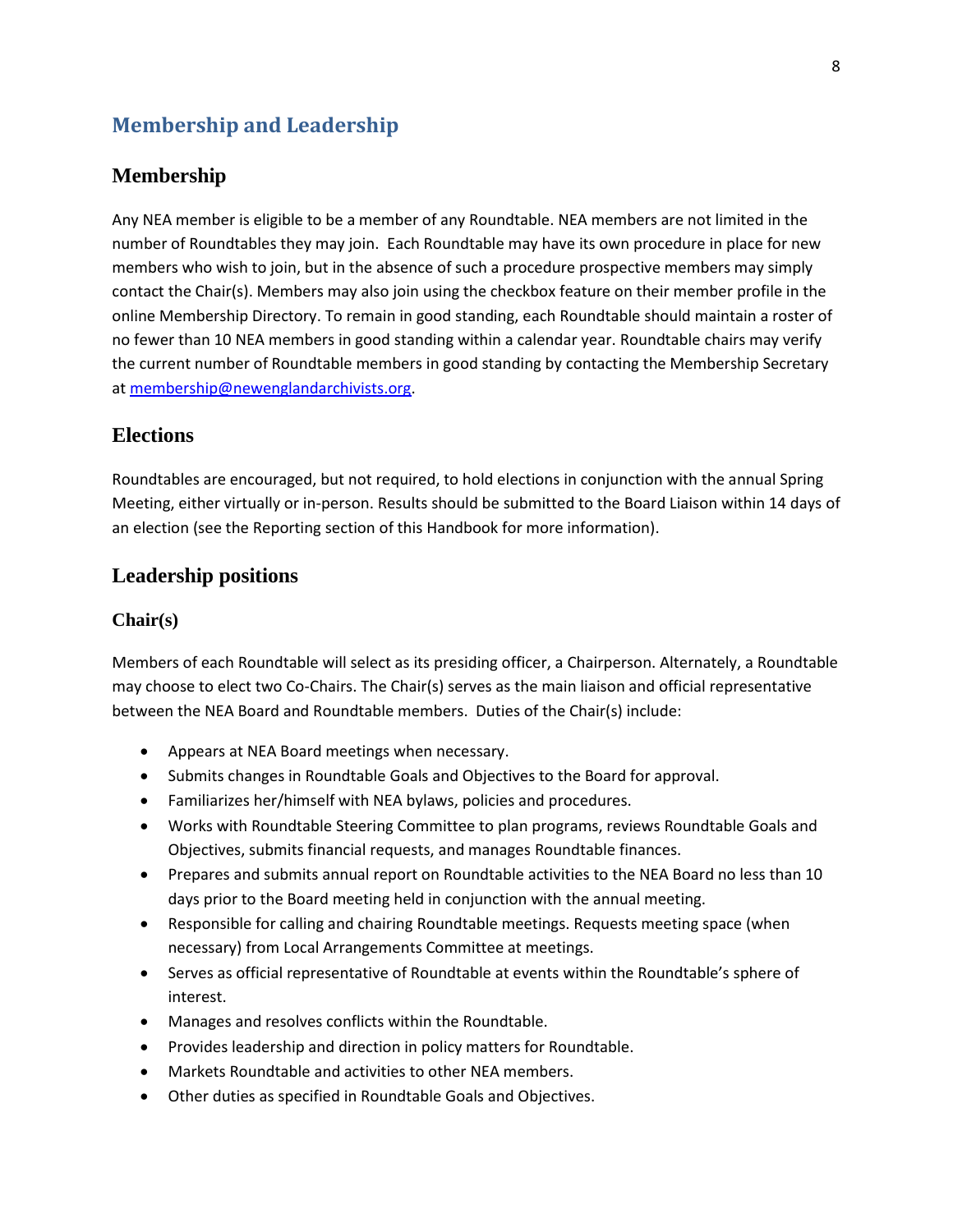# Membership and Leadership

## Membership

Any NEA member is eligible to be a member of any Roundtable. NEA members are not limited in the number of Roundtables they may join. Each Roundtable may have its own procedure in place for new members who wish to join, but in the absence of such a procedure prospective members may simply contact the Chair(s). Members may also join using the checkbox feature on their member profile in the online Membership Directory. To remain in good standing, each Roundtable should maintain a roster of no fewer than 10 NEA members in good standing within a calendar year. Roundtable chairs may verify the current number of Roundtable members in good standing by contacting the Membership Secretary at [membership@newenglandarchivists.org](mailto:membership@newenglandarchivists.org).

## Elections

Roundtables are encouraged, but not required, to hold elections in conjunction with the annual Spring Meeting, either virtually or in-person. Results should be submitted to the Board Liaison within 14 days of an election (see the Reporting section of this Handbook for more information).

## Leadership positions

### Chair(s)

Members of each Roundtable will select as its presiding officer, a Chairperson. Alternately, a Roundtable may choose to elect two Co-Chairs. The Chair(s) serves as the main liaison and official representative between the NEA Board and Roundtable members. Duties of the Chair(s) include:

- Appears at NEA Board meetings when necessary.
- Submits changes in Roundtable Goals and Objectives to the Board for approval.
- Familiarizes her/himself with NEA bylaws, policies and procedures.
- Works with Roundtable Steering Committee to plan programs, reviews Roundtable Goals and Objectives, submits financial requests, and manages Roundtable finances.
- Prepares and submits annual report on Roundtable activities to the NEA Board no less than 10 days prior to the Board meeting held in conjunction with the annual meeting.
- Responsible for calling and chairing Roundtable meetings. Requests meeting space (when necessary) from Local Arrangements Committee at meetings.
- Serves as official representative of Roundtable at events within the Roundtable's sphere of interest.
- Manages and resolves conflicts within the Roundtable.
- Provides leadership and direction in policy matters for Roundtable.
- Markets Roundtable and activities to other NEA members.
- Other duties as specified in Roundtable Goals and Objectives.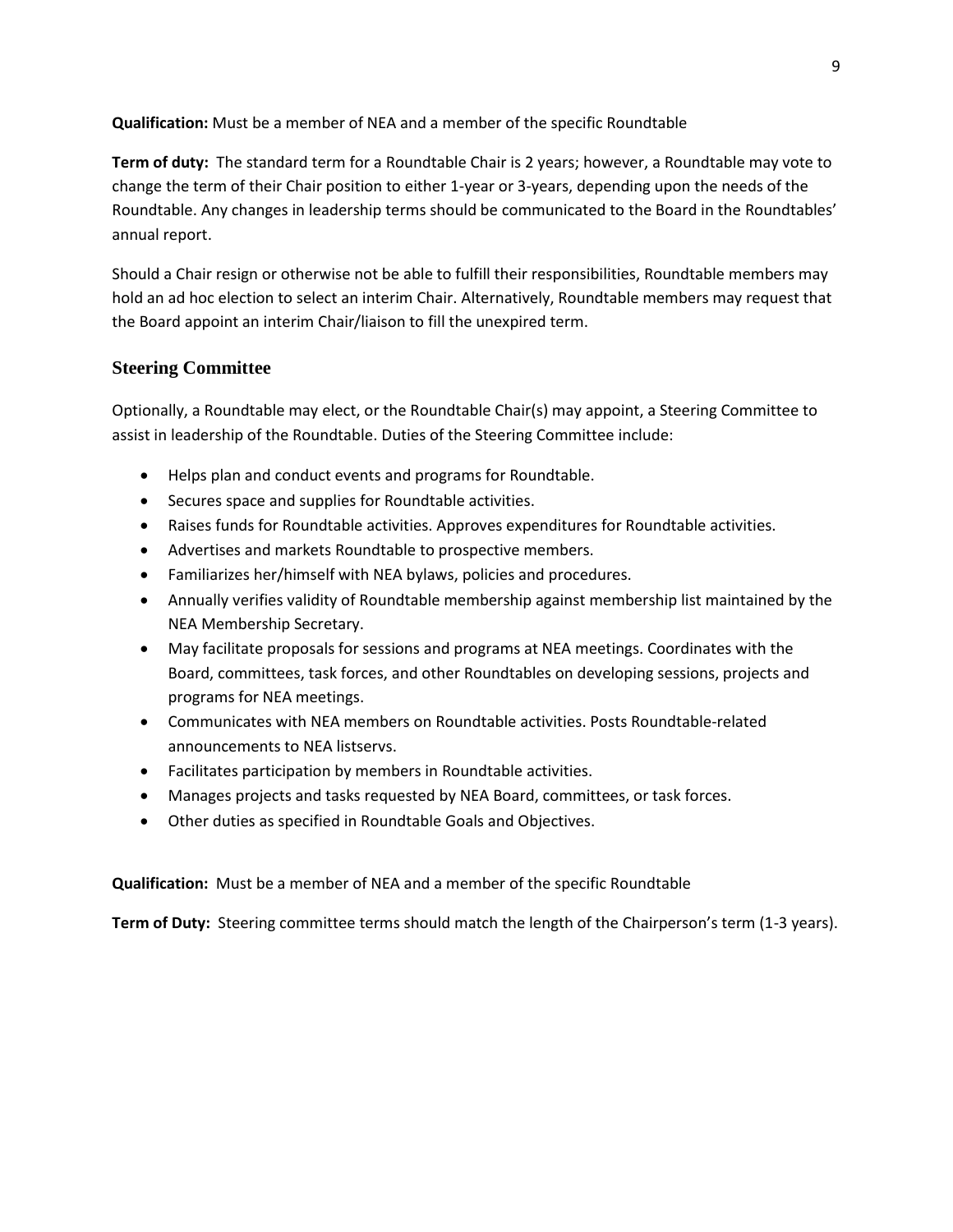**Qualification:** Must be a member of NEA and a member of the specific Roundtable

**Term of duty:** The standard term for a Roundtable Chair is 2 years; however, a Roundtable may vote to change the term of their Chair position to either 1-year or 3-years, depending upon the needs of the Roundtable. Any changes in leadership terms should be communicated to the Board in the Roundtables' annual report.

Should a Chair resign or otherwise not be able to fulfill their responsibilities, Roundtable members may hold an ad hoc election to select an interim Chair. Alternatively, Roundtable members may request that the Board appoint an interim Chair/liaison to fill the unexpired term.

## Steering Committee

Optionally, a Roundtable may elect, or the Roundtable Chair(s) may appoint, a Steering Committee to assist in leadership of the Roundtable. Duties of the Steering Committee include:

- Helps plan and conduct events and programs for Roundtable.
- Secures space and supplies for Roundtable activities.
- Raises funds for Roundtable activities. Approves expenditures for Roundtable activities.
- Advertises and markets Roundtable to prospective members.
- Familiarizes her/himself with NEA bylaws, policies and procedures.
- Annually verifies validity of Roundtable membership against membership list maintained by the NEA Membership Secretary.
- May facilitate proposals for sessions and programs at NEA meetings. Coordinates with the Board, committees, task forces, and other Roundtables on developing sessions, projects and programs for NEA meetings.
- Communicates with NEA members on Roundtable activities. Posts Roundtable-related announcements to NEA listservs.
- Facilitates participation by members in Roundtable activities.
- Manages projects and tasks requested by NEA Board, committees, or task forces.
- Other duties as specified in Roundtable Goals and Objectives.

**Qualification:** Must be a member of NEA and a member of the specific Roundtable

**Term of Duty:** Steering committee terms should match the length of the Chairperson's term (1-3 years).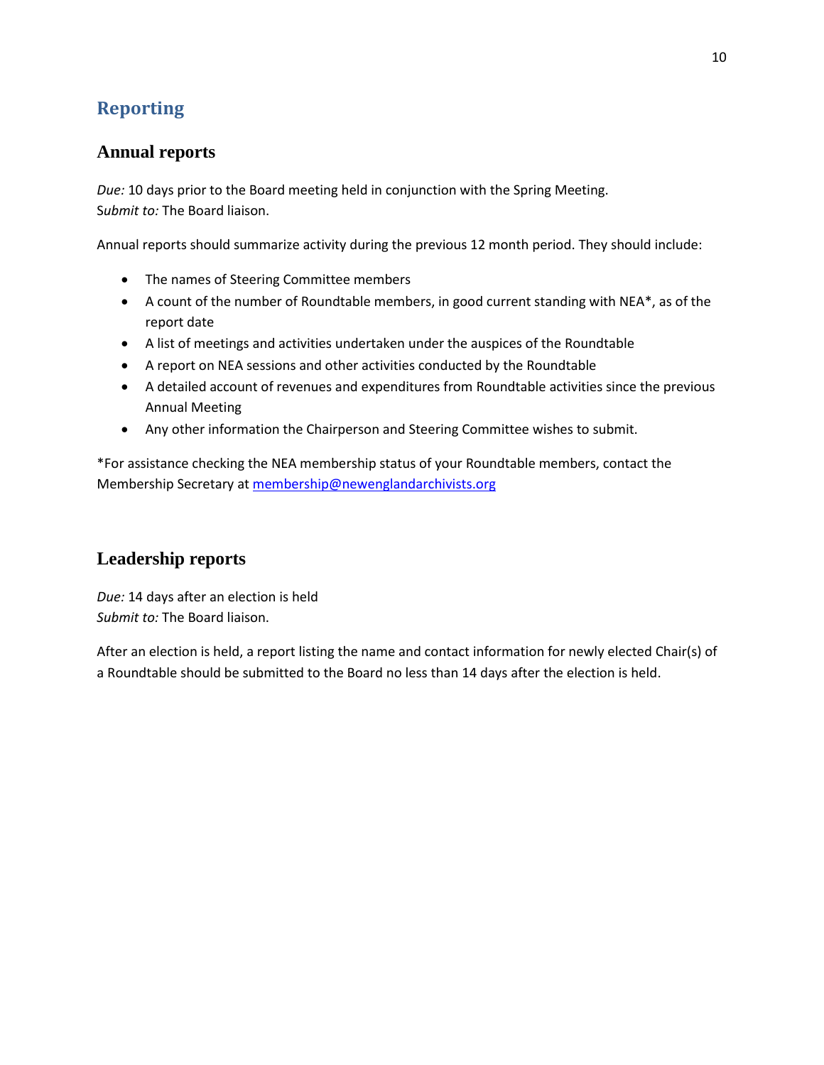# Reporting

## Annual reports

*Due:* 10 days prior to the Board meeting held in conjunction with the Spring Meeting.
S*ubmit to:* The Board liaison.

Annual reports should summarize activity during the previous 12 month period. They should include:

- The names of Steering Committee members
- A count of the number of Roundtable members, in good current standing with NEA*, as of the report date
- A list of meetings and activities undertaken under the auspices of the Roundtable
- A report on NEA sessions and other activities conducted by the Roundtable
- A detailed account of revenues and expenditures from Roundtable activities since the previous Annual Meeting
- Any other information the Chairperson and Steering Committee wishes to submit.

*For assistance checking the NEA membership status of your Roundtable members, contact the Membership Secretary at [membership@newenglandarchivists.org](mailto:membership@newenglandarchivists.org)

## Leadership reports

*Due:* 14 days after an election is held
*Submit to:* The Board liaison.

After an election is held, a report listing the name and contact information for newly elected Chair(s) of a Roundtable should be submitted to the Board no less than 14 days after the election is held.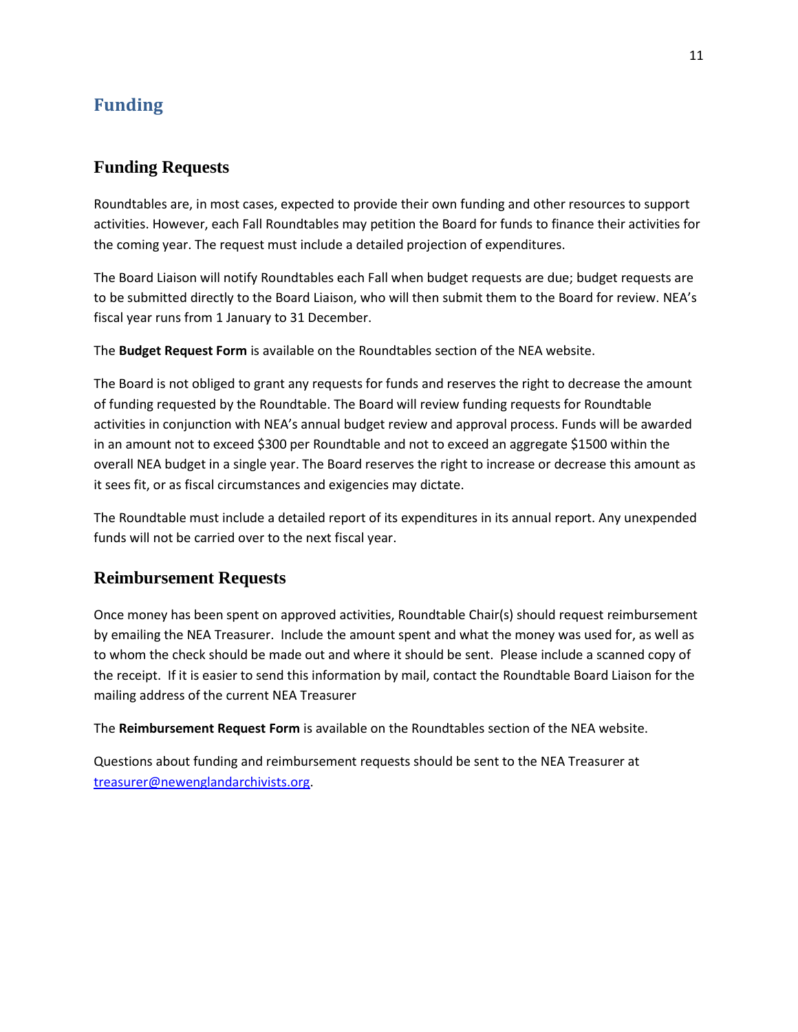# Funding

## Funding Requests

Roundtables are, in most cases, expected to provide their own funding and other resources to support activities. However, each Fall Roundtables may petition the Board for funds to finance their activities for the coming year. The request must include a detailed projection of expenditures.

The Board Liaison will notify Roundtables each Fall when budget requests are due; budget requests are to be submitted directly to the Board Liaison, who will then submit them to the Board for review. NEA's fiscal year runs from 1 January to 31 December.

The **Budget Request Form** is available on the Roundtables section of the NEA website.

The Board is not obliged to grant any requests for funds and reserves the right to decrease the amount of funding requested by the Roundtable. The Board will review funding requests for Roundtable activities in conjunction with NEA's annual budget review and approval process. Funds will be awarded in an amount not to exceed $300 per Roundtable and not to exceed an aggregate $1500 within the overall NEA budget in a single year. The Board reserves the right to increase or decrease this amount as it sees fit, or as fiscal circumstances and exigencies may dictate.

The Roundtable must include a detailed report of its expenditures in its annual report. Any unexpended funds will not be carried over to the next fiscal year.

## Reimbursement Requests

Once money has been spent on approved activities, Roundtable Chair(s) should request reimbursement by emailing the NEA Treasurer. Include the amount spent and what the money was used for, as well as to whom the check should be made out and where it should be sent. Please include a scanned copy of the receipt. If it is easier to send this information by mail, contact the Roundtable Board Liaison for the mailing address of the current NEA Treasurer

The **Reimbursement Request Form** is available on the Roundtables section of the NEA website.

Questions about funding and reimbursement requests should be sent to the NEA Treasurer at treasurer@newenglandarchivists.org.